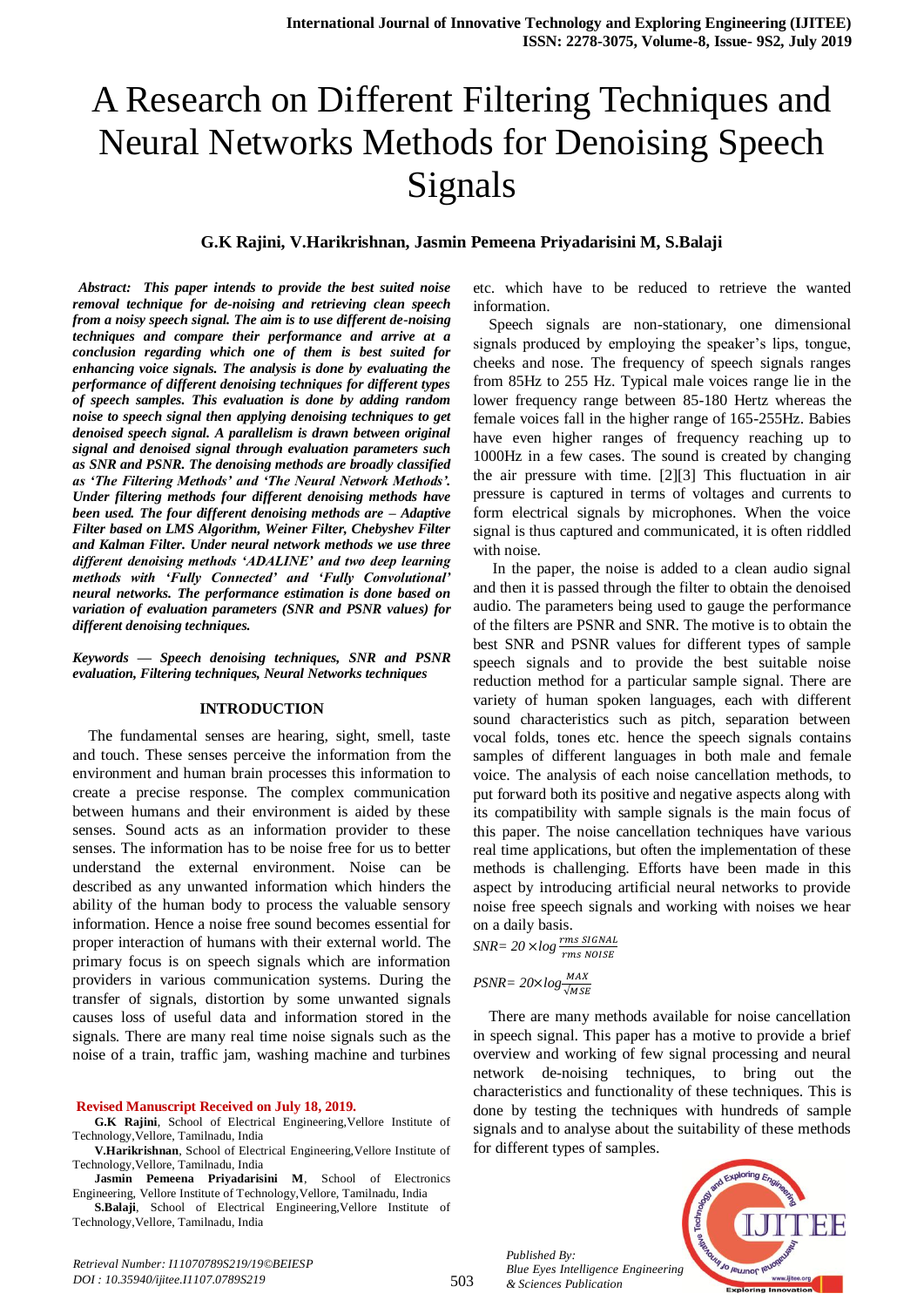# A Research on Different Filtering Techniques and Neural Networks Methods for Denoising Speech Signals

**G.K Rajini, V.Harikrishnan, Jasmin Pemeena Priyadarisini M, S.Balaji**

***Abstract:** This paper intends to provide the best suited noise removal technique for de-noising and retrieving clean speech from a noisy speech signal. The aim is to use different de-noising techniques and compare their performance and arrive at a conclusion regarding which one of them is best suited for enhancing voice signals. The analysis is done by evaluating the performance of different denoising techniques for different types of speech samples. This evaluation is done by adding random noise to speech signal then applying denoising techniques to get denoised speech signal. A parallelism is drawn between original signal and denoised signal through evaluation parameters such as SNR and PSNR. The denoising methods are broadly classified as 'The Filtering Methods' and 'The Neural Network Methods'. Under filtering methods four different denoising methods have been used. The four different denoising methods are – Adaptive Filter based on LMS Algorithm, Weiner Filter, Chebyshev Filter and Kalman Filter. Under neural network methods we use three different denoising methods 'ADALINE' and two deep learning methods with 'Fully Connected' and 'Fully Convolutional' neural networks. The performance estimation is done based on variation of evaluation parameters (SNR and PSNR values) for different denoising techniques.*

***Keywords — Speech denoising techniques, SNR and PSNR evaluation, Filtering techniques, Neural Networks techniques***

## INTRODUCTION

The fundamental senses are hearing, sight, smell, taste and touch. These senses perceive the information from the environment and human brain processes this information to create a precise response. The complex communication between humans and their environment is aided by these senses. Sound acts as an information provider to these senses. The information has to be noise free for us to better understand the external environment. Noise can be described as any unwanted information which hinders the ability of the human body to process the valuable sensory information. Hence a noise free sound becomes essential for proper interaction of humans with their external world. The primary focus is on speech signals which are information providers in various communication systems. During the transfer of signals, distortion by some unwanted signals causes loss of useful data and information stored in the signals. There are many real time noise signals such as the noise of a train, traffic jam, washing machine and turbines etc. which have to be reduced to retrieve the wanted information.

Speech signals are non-stationary, one dimensional signals produced by employing the speaker's lips, tongue, cheeks and nose. The frequency of speech signals ranges from 85Hz to 255 Hz. Typical male voices range lie in the lower frequency range between 85-180 Hertz whereas the female voices fall in the higher range of 165-255Hz. Babies have even higher ranges of frequency reaching up to 1000Hz in a few cases. The sound is created by changing the air pressure with time. [2][3] This fluctuation in air pressure is captured in terms of voltages and currents to form electrical signals by microphones. When the voice signal is thus captured and communicated, it is often riddled with noise.

In the paper, the noise is added to a clean audio signal and then it is passed through the filter to obtain the denoised audio. The parameters being used to gauge the performance of the filters are PSNR and SNR. The motive is to obtain the best SNR and PSNR values for different types of sample speech signals and to provide the best suitable noise reduction method for a particular sample signal. There are variety of human spoken languages, each with different sound characteristics such as pitch, separation between vocal folds, tones etc. hence the speech signals contains samples of different languages in both male and female voice. The analysis of each noise cancellation methods, to put forward both its positive and negative aspects along with its compatibility with sample signals is the main focus of this paper. The noise cancellation techniques have various real time applications, but often the implementation of these methods is challenging. Efforts have been made in this aspect by introducing artificial neural networks to provide noise free speech signals and working with noises we hear on a daily basis.

$$SNR = 20 \times \log \frac{rms\ SIGNAL}{rms\ NOISE}$$

$$PSNR = 20 \times \log \frac{MAX}{\sqrt{MSE}}$$

There are many methods available for noise cancellation in speech signal. This paper has a motive to provide a brief overview and working of few signal processing and neural network de-noising techniques, to bring out the characteristics and functionality of these techniques. This is done by testing the techniques with hundreds of sample signals and to analyse about the suitability of these methods for different types of samples.

**Revised Manuscript Received on July 18, 2019.**

**G.K Rajini**, School of Electrical Engineering, Vellore Institute of Technology, Vellore, Tamilnadu, India

**V.Harikrishnan**, School of Electrical Engineering, Vellore Institute of Technology, Vellore, Tamilnadu, India

**Jasmin Pemeena Priyadarisini M**, School of Electronics Engineering, Vellore Institute of Technology, Vellore, Tamilnadu, India

**S.Balaji**, School of Electrical Engineering, Vellore Institute of Technology, Vellore, Tamilnadu, India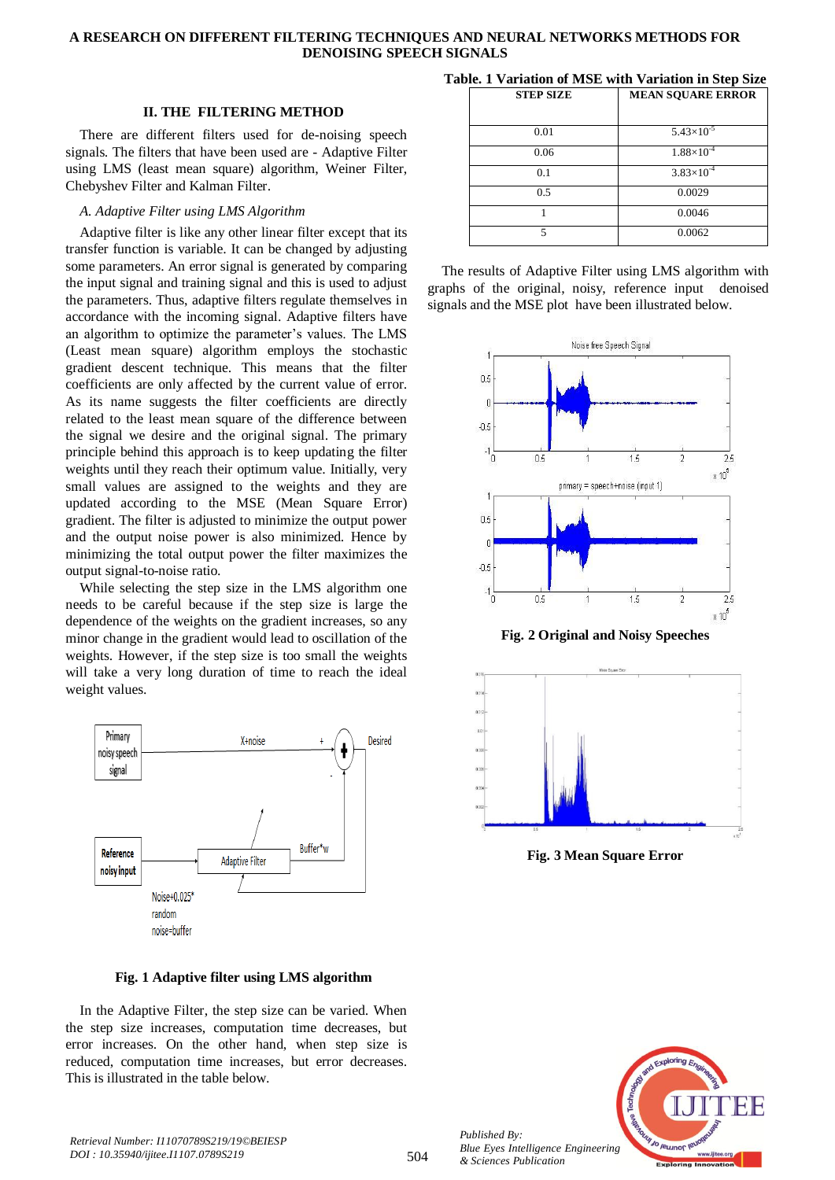## II. THE FILTERING METHOD

There are different filters used for de-noising speech signals. The filters that have been used are - Adaptive Filter using LMS (least mean square) algorithm, Weiner Filter, Chebyshev Filter and Kalman Filter.

### *A. Adaptive Filter using LMS Algorithm*

Adaptive filter is like any other linear filter except that its transfer function is variable. It can be changed by adjusting some parameters. An error signal is generated by comparing the input signal and training signal and this is used to adjust the parameters. Thus, adaptive filters regulate themselves in accordance with the incoming signal. Adaptive filters have an algorithm to optimize the parameter's values. The LMS (Least mean square) algorithm employs the stochastic gradient descent technique. This means that the filter coefficients are only affected by the current value of error. As its name suggests the filter coefficients are directly related to the least mean square of the difference between the signal we desire and the original signal. The primary principle behind this approach is to keep updating the filter weights until they reach their optimum value. Initially, very small values are assigned to the weights and they are updated according to the MSE (Mean Square Error) gradient. The filter is adjusted to minimize the output power and the output noise power is also minimized. Hence by minimizing the total output power the filter maximizes the output signal-to-noise ratio.

While selecting the step size in the LMS algorithm one needs to be careful because if the step size is large the dependence of the weights on the gradient increases, so any minor change in the gradient would lead to oscillation of the weights. However, if the step size is too small the weights will take a very long duration of time to reach the ideal weight values.

**Fig. 1 Adaptive filter using LMS algorithm**

In the Adaptive Filter, the step size can be varied. When the step size increases, computation time decreases, but error increases. On the other hand, when step size is reduced, computation time increases, but error decreases. This is illustrated in the table below.

**Table. 1 Variation of MSE with Variation in Step Size**

| STEP SIZE | MEAN SQUARE ERROR |
|---|---|
| 0.01 | $5.43\times10^{-5}$ |
| 0.06 | $1.88\times10^{-4}$ |
| 0.1 | $3.83\times10^{-4}$ |
| 0.5 | 0.0029 |
| 1 | 0.0046 |
| 5 | 0.0062 |

The results of Adaptive Filter using LMS algorithm with graphs of the original, noisy, reference input denoised signals and the MSE plot have been illustrated below.

**Fig. 2 Original and Noisy Speeches**

**Fig. 3 Mean Square Error**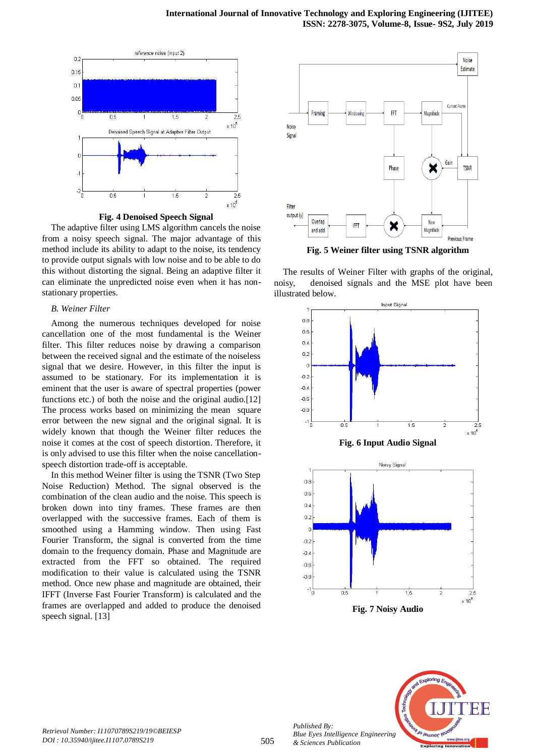**Fig. 4 Denoised Speech Signal**

The adaptive filter using LMS algorithm cancels the noise from a noisy speech signal. The major advantage of this method include its ability to adapt to the noise, its tendency to provide output signals with low noise and to be able to do this without distorting the signal. Being an adaptive filter it can eliminate the unpredicted noise even when it has non-stationary properties.

### *B. Weiner Filter*

Among the numerous techniques developed for noise cancellation one of the most fundamental is the Weiner filter. This filter reduces noise by drawing a comparison between the received signal and the estimate of the noiseless signal that we desire. However, in this filter the input is assumed to be stationary. For its implementation it is eminent that the user is aware of spectral properties (power functions etc.) of both the noise and the original audio.[12] The process works based on minimizing the mean square error between the new signal and the original signal. It is widely known that though the Weiner filter reduces the noise it comes at the cost of speech distortion. Therefore, it is only advised to use this filter when the noise cancellation-speech distortion trade-off is acceptable.

In this method Weiner filter is using the TSNR (Two Step Noise Reduction) Method. The signal observed is the combination of the clean audio and the noise. This speech is broken down into tiny frames. These frames are then overlapped with the successive frames. Each of them is smoothed using a Hamming window. Then using Fast Fourier Transform, the signal is converted from the time domain to the frequency domain. Phase and Magnitude are extracted from the FFT so obtained. The required modification to their value is calculated using the TSNR method. Once new phase and magnitude are obtained, their IFFT (Inverse Fast Fourier Transform) is calculated and the frames are overlapped and added to produce the denoised speech signal. [13]

**Fig. 5 Weiner filter using TSNR algorithm**

The results of Weiner Filter with graphs of the original, noisy, denoised signals and the MSE plot have been illustrated below.

**Fig. 6 Input Audio Signal**

**Fig. 7 Noisy Audio**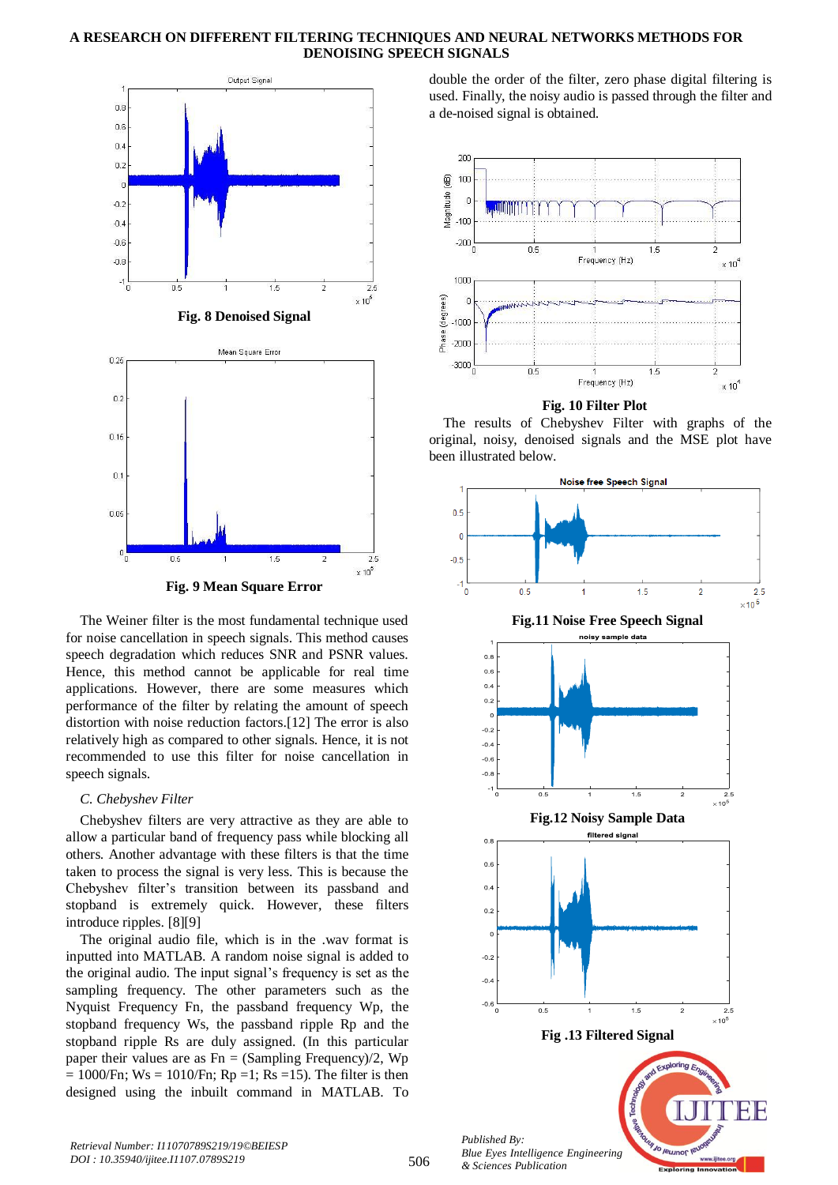Fig. 8 Denoised Signal

Fig. 9 Mean Square Error

The Weiner filter is the most fundamental technique used for noise cancellation in speech signals. This method causes speech degradation which reduces SNR and PSNR values. Hence, this method cannot be applicable for real time applications. However, there are some measures which performance of the filter by relating the amount of speech distortion with noise reduction factors.[12] The error is also relatively high as compared to other signals. Hence, it is not recommended to use this filter for noise cancellation in speech signals.

### C. Chebyshev Filter

Chebyshev filters are very attractive as they are able to allow a particular band of frequency pass while blocking all others. Another advantage with these filters is that the time taken to process the signal is very less. This is because the Chebyshev filter's transition between its passband and stopband is extremely quick. However, these filters introduce ripples. [8][9]

The original audio file, which is in the .wav format is inputted into MATLAB. A random noise signal is added to the original audio. The input signal's frequency is set as the sampling frequency. The other parameters such as the Nyquist Frequency Fn, the passband frequency Wp, the stopband frequency Ws, the passband ripple Rp and the stopband ripple Rs are duly assigned. (In this particular paper their values are as Fn = (Sampling Frequency)/2, Wp = 1000/Fn; Ws = 1010/Fn; Rp =1; Rs =15). The filter is then designed using the inbuilt command in MATLAB. To double the order of the filter, zero phase digital filtering is used. Finally, the noisy audio is passed through the filter and a de-noised signal is obtained.

Fig. 10 Filter Plot

The results of Chebyshev Filter with graphs of the original, noisy, denoised signals and the MSE plot have been illustrated below.

Fig.11 Noise Free Speech Signal

Fig.12 Noisy Sample Data

Fig .13 Filtered Signal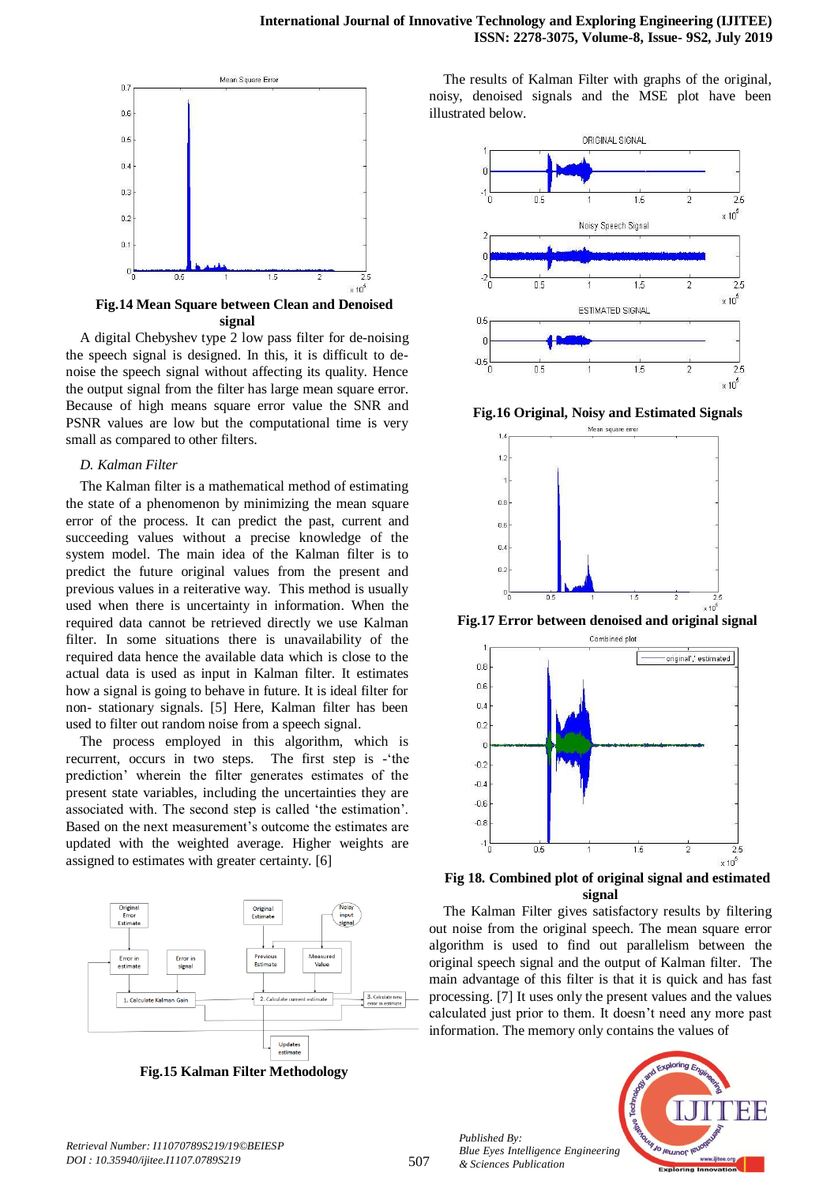**Fig.14 Mean Square between Clean and Denoised signal**

A digital Chebyshev type 2 low pass filter for de-noising the speech signal is designed. In this, it is difficult to de-noise the speech signal without affecting its quality. Hence the output signal from the filter has large mean square error. Because of high means square error value the SNR and PSNR values are low but the computational time is very small as compared to other filters.

### *D. Kalman Filter*

The Kalman filter is a mathematical method of estimating the state of a phenomenon by minimizing the mean square error of the process. It can predict the past, current and succeeding values without a precise knowledge of the system model. The main idea of the Kalman filter is to predict the future original values from the present and previous values in a reiterative way. This method is usually used when there is uncertainty in information. When the required data cannot be retrieved directly we use Kalman filter. In some situations there is unavailability of the required data hence the available data which is close to the actual data is used as input in Kalman filter. It estimates how a signal is going to behave in future. It is ideal filter for non- stationary signals. [5] Here, Kalman filter has been used to filter out random noise from a speech signal.

The process employed in this algorithm, which is recurrent, occurs in two steps. The first step is -'the prediction' wherein the filter generates estimates of the present state variables, including the uncertainties they are associated with. The second step is called 'the estimation'. Based on the next measurement's outcome the estimates are updated with the weighted average. Higher weights are assigned to estimates with greater certainty. [6]

**Fig.15 Kalman Filter Methodology**

The results of Kalman Filter with graphs of the original, noisy, denoised signals and the MSE plot have been illustrated below.

**Fig.16 Original, Noisy and Estimated Signals**

**Fig.17 Error between denoised and original signal**

**Fig 18. Combined plot of original signal and estimated signal**

The Kalman Filter gives satisfactory results by filtering out noise from the original speech. The mean square error algorithm is used to find out parallelism between the original speech signal and the output of Kalman filter. The main advantage of this filter is that it is quick and has fast processing. [7] It uses only the present values and the values calculated just prior to them. It doesn't need any more past information. The memory only contains the values of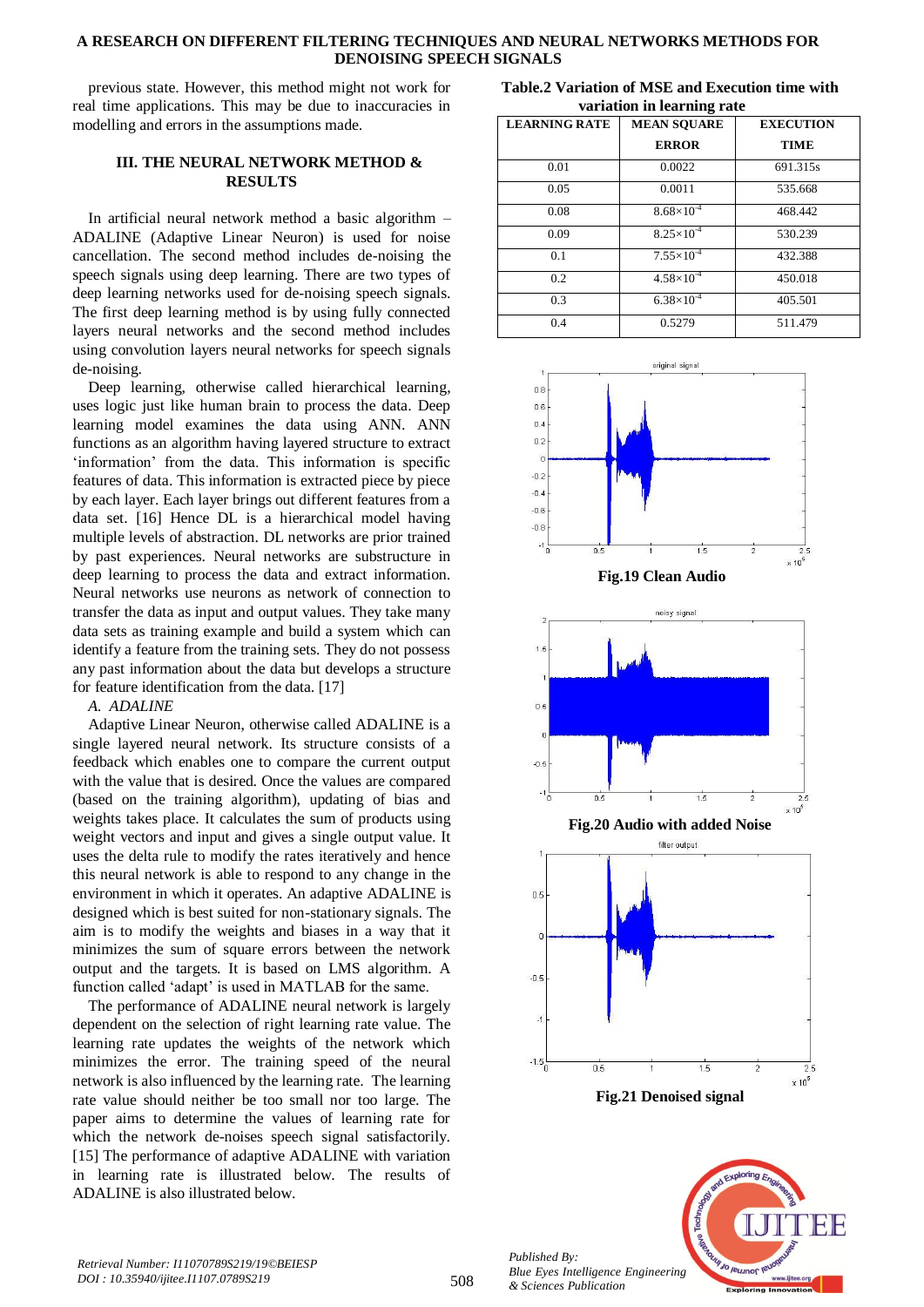previous state. However, this method might not work for real time applications. This may be due to inaccuracies in modelling and errors in the assumptions made.

## III. THE NEURAL NETWORK METHOD & RESULTS

In artificial neural network method a basic algorithm – ADALINE (Adaptive Linear Neuron) is used for noise cancellation. The second method includes de-noising the speech signals using deep learning. There are two types of deep learning networks used for de-noising speech signals. The first deep learning method is by using fully connected layers neural networks and the second method includes using convolution layers neural networks for speech signals de-noising.

Deep learning, otherwise called hierarchical learning, uses logic just like human brain to process the data. Deep learning model examines the data using ANN. ANN functions as an algorithm having layered structure to extract 'information' from the data. This information is specific features of data. This information is extracted piece by piece by each layer. Each layer brings out different features from a data set. [16] Hence DL is a hierarchical model having multiple levels of abstraction. DL networks are prior trained by past experiences. Neural networks are substructure in deep learning to process the data and extract information. Neural networks use neurons as network of connection to transfer the data as input and output values. They take many data sets as training example and build a system which can identify a feature from the training sets. They do not possess any past information about the data but develops a structure for feature identification from the data. [17]

### *A. ADALINE*

Adaptive Linear Neuron, otherwise called ADALINE is a single layered neural network. Its structure consists of a feedback which enables one to compare the current output with the value that is desired. Once the values are compared (based on the training algorithm), updating of bias and weights takes place. It calculates the sum of products using weight vectors and input and gives a single output value. It uses the delta rule to modify the rates iteratively and hence this neural network is able to respond to any change in the environment in which it operates. An adaptive ADALINE is designed which is best suited for non-stationary signals. The aim is to modify the weights and biases in a way that it minimizes the sum of square errors between the network output and the targets. It is based on LMS algorithm. A function called 'adapt' is used in MATLAB for the same.

The performance of ADALINE neural network is largely dependent on the selection of right learning rate value. The learning rate updates the weights of the network which minimizes the error. The training speed of the neural network is also influenced by the learning rate. The learning rate value should neither be too small nor too large. The paper aims to determine the values of learning rate for which the network de-noises speech signal satisfactorily. [15] The performance of adaptive ADALINE with variation in learning rate is illustrated below. The results of ADALINE is also illustrated below.

**Table.2 Variation of MSE and Execution time with variation in learning rate**

| LEARNING RATE | MEAN SQUARE ERROR | EXECUTION TIME |
|---|---|---|
| 0.01 | 0.0022 | 691.315s |
| 0.05 | 0.0011 | 535.668 |
| 0.08 | $8.68\times10^{-4}$ | 468.442 |
| 0.09 | $8.25\times10^{-4}$ | 530.239 |
| 0.1 | $7.55\times10^{-4}$ | 432.388 |
| 0.2 | $4.58\times10^{-4}$ | 450.018 |
| 0.3 | $6.38\times10^{-4}$ | 405.501 |
| 0.4 | 0.5279 | 511.479 |

**Fig.19 Clean Audio**

**Fig.20 Audio with added Noise**

**Fig.21 Denoised signal**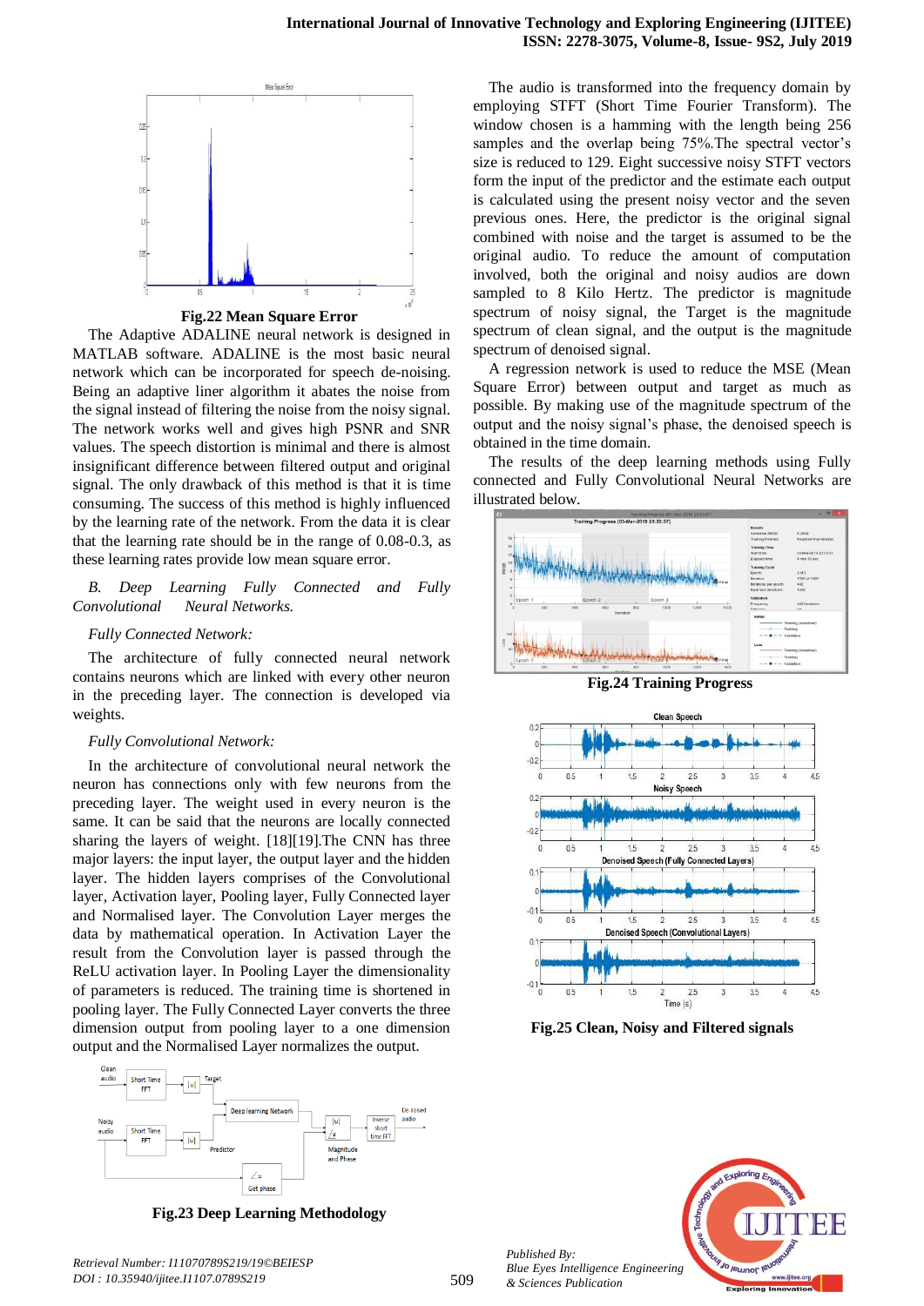Fig.22 Mean Square Error

The Adaptive ADALINE neural network is designed in MATLAB software. ADALINE is the most basic neural network which can be incorporated for speech de-noising. Being an adaptive liner algorithm it abates the noise from the signal instead of filtering the noise from the noisy signal. The network works well and gives high PSNR and SNR values. The speech distortion is minimal and there is almost insignificant difference between filtered output and original signal. The only drawback of this method is that it is time consuming. The success of this method is highly influenced by the learning rate of the network. From the data it is clear that the learning rate should be in the range of 0.08-0.3, as these learning rates provide low mean square error.

*B. Deep Learning Fully Connected and Fully Convolutional Neural Networks.*

*Fully Connected Network:*

The architecture of fully connected neural network contains neurons which are linked with every other neuron in the preceding layer. The connection is developed via weights.

*Fully Convolutional Network:*

In the architecture of convolutional neural network the neuron has connections only with few neurons from the preceding layer. The weight used in every neuron is the same. It can be said that the neurons are locally connected sharing the layers of weight. [18][19].The CNN has three major layers: the input layer, the output layer and the hidden layer. The hidden layers comprises of the Convolutional layer, Activation layer, Pooling layer, Fully Connected layer and Normalised layer. The Convolution Layer merges the data by mathematical operation. In Activation Layer the result from the Convolution layer is passed through the ReLU activation layer. In Pooling Layer the dimensionality of parameters is reduced. The training time is shortened in pooling layer. The Fully Connected Layer converts the three dimension output from pooling layer to a one dimension output and the Normalised Layer normalizes the output.

Fig.23 Deep Learning Methodology

The audio is transformed into the frequency domain by employing STFT (Short Time Fourier Transform). The window chosen is a hamming with the length being 256 samples and the overlap being 75%.The spectral vector's size is reduced to 129. Eight successive noisy STFT vectors form the input of the predictor and the estimate each output is calculated using the present noisy vector and the seven previous ones. Here, the predictor is the original signal combined with noise and the target is assumed to be the original audio. To reduce the amount of computation involved, both the original and noisy audios are down sampled to 8 Kilo Hertz. The predictor is magnitude spectrum of noisy signal, the Target is the magnitude spectrum of clean signal, and the output is the magnitude spectrum of denoised signal.

A regression network is used to reduce the MSE (Mean Square Error) between output and target as much as possible. By making use of the magnitude spectrum of the output and the noisy signal's phase, the denoised speech is obtained in the time domain.

The results of the deep learning methods using Fully connected and Fully Convolutional Neural Networks are illustrated below.

Fig.24 Training Progress

Fig.25 Clean, Noisy and Filtered signals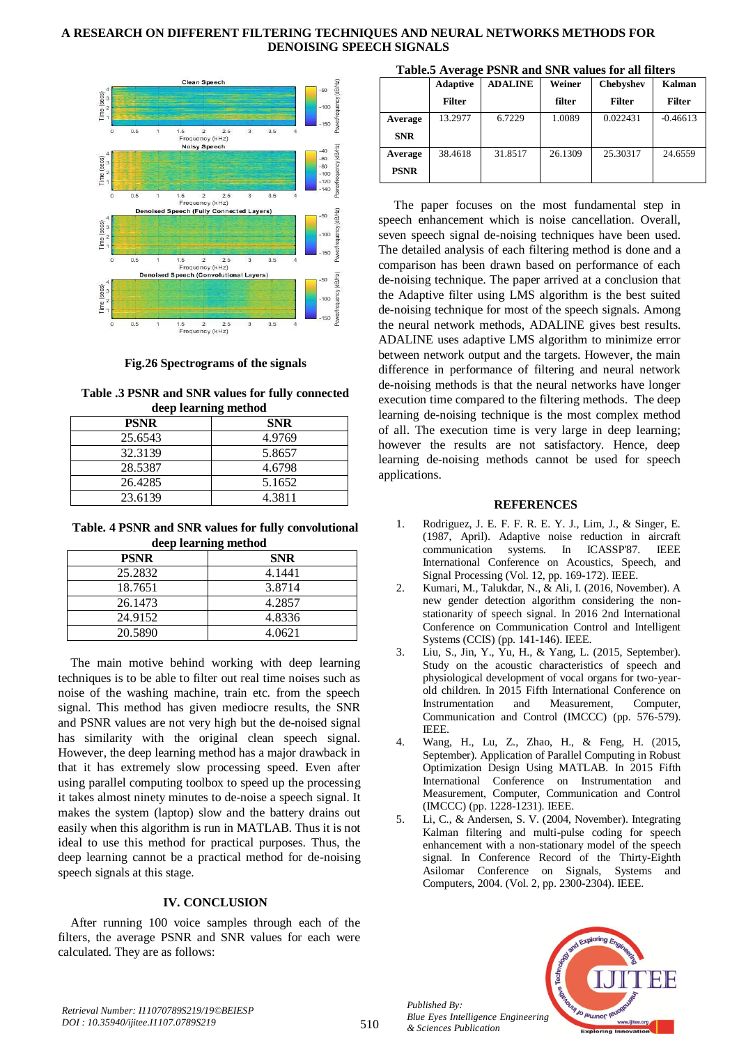Fig.26 Spectrograms of the signals

**Table .3 PSNR and SNR values for fully connected deep learning method**

| PSNR | SNR |
|---|---|
| 25.6543 | 4.9769 |
| 32.3139 | 5.8657 |
| 28.5387 | 4.6798 |
| 26.4285 | 5.1652 |
| 23.6139 | 4.3811 |

**Table. 4 PSNR and SNR values for fully convolutional deep learning method**

| PSNR | SNR |
|---|---|
| 25.2832 | 4.1441 |
| 18.7651 | 3.8714 |
| 26.1473 | 4.2857 |
| 24.9152 | 4.8336 |
| 20.5890 | 4.0621 |

The main motive behind working with deep learning techniques is to be able to filter out real time noises such as noise of the washing machine, train etc. from the speech signal. This method has given mediocre results, the SNR and PSNR values are not very high but the de-noised signal has similarity with the original clean speech signal. However, the deep learning method has a major drawback in that it has extremely slow processing speed. Even after using parallel computing toolbox to speed up the processing it takes almost ninety minutes to de-noise a speech signal. It makes the system (laptop) slow and the battery drains out easily when this algorithm is run in MATLAB. Thus it is not ideal to use this method for practical purposes. Thus, the deep learning cannot be a practical method for de-noising speech signals at this stage.

## IV. CONCLUSION

After running 100 voice samples through each of the filters, the average PSNR and SNR values for each were calculated. They are as follows:

**Table.5 Average PSNR and SNR values for all filters**

| | Adaptive Filter | ADALINE | Weiner filter | Chebyshev Filter | Kalman Filter |
|---|---|---|---|---|---|
| **Average SNR** | 13.2977 | 6.7229 | 1.0089 | 0.022431 | -0.46613 |
| **Average PSNR** | 38.4618 | 31.8517 | 26.1309 | 25.30317 | 24.6559 |

The paper focuses on the most fundamental step in speech enhancement which is noise cancellation. Overall, seven speech signal de-noising techniques have been used. The detailed analysis of each filtering method is done and a comparison has been drawn based on performance of each de-noising technique. The paper arrived at a conclusion that the Adaptive filter using LMS algorithm is the best suited de-noising technique for most of the speech signals. Among the neural network methods, ADALINE gives best results. ADALINE uses adaptive LMS algorithm to minimize error between network output and the targets. However, the main difference in performance of filtering and neural network de-noising methods is that the neural networks have longer execution time compared to the filtering methods. The deep learning de-noising technique is the most complex method of all. The execution time is very large in deep learning; however the results are not satisfactory. Hence, deep learning de-noising methods cannot be used for speech applications.

## REFERENCES

1. Rodriguez, J. E. F. R. E. Y. J., Lim, J., & Singer, E. (1987, April). Adaptive noise reduction in aircraft communication systems. In ICASSP'87. IEEE International Conference on Acoustics, Speech, and Signal Processing (Vol. 12, pp. 169-172). IEEE.
2. Kumari, M., Talukdar, N., & Ali, I. (2016, November). A new gender detection algorithm considering the non-stationarity of speech signal. In 2016 2nd International Conference on Communication Control and Intelligent Systems (CCIS) (pp. 141-146). IEEE.
3. Liu, S., Jin, Y., Yu, H., & Yang, L. (2015, September). Study on the acoustic characteristics of speech and physiological development of vocal organs for two-year-old children. In 2015 Fifth International Conference on Instrumentation and Measurement, Computer, Communication and Control (IMCCC) (pp. 576-579). IEEE.
4. Wang, H., Lu, Z., Zhao, H., & Feng, H. (2015, September). Application of Parallel Computing in Robust Optimization Design Using MATLAB. In 2015 Fifth International Conference on Instrumentation and Measurement, Computer, Communication and Control (IMCCC) (pp. 1228-1231). IEEE.
5. Li, C., & Andersen, S. V. (2004, November). Integrating Kalman filtering and multi-pulse coding for speech enhancement with a non-stationary model of the speech signal. In Conference Record of the Thirty-Eighth Asilomar Conference on Signals, Systems and Computers, 2004. (Vol. 2, pp. 2300-2304). IEEE.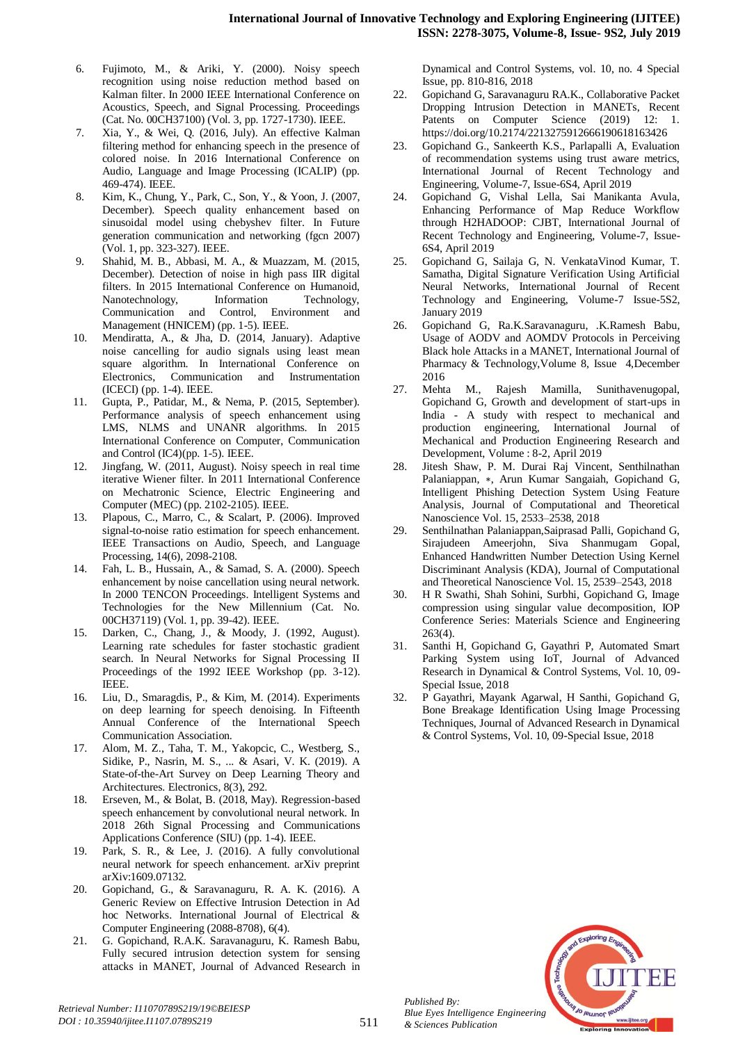6. Fujimoto, M., & Ariki, Y. (2000). Noisy speech recognition using noise reduction method based on Kalman filter. In 2000 IEEE International Conference on Acoustics, Speech, and Signal Processing. Proceedings (Cat. No. 00CH37100) (Vol. 3, pp. 1727-1730). IEEE.
7. Xia, Y., & Wei, Q. (2016, July). An effective Kalman filtering method for enhancing speech in the presence of colored noise. In 2016 International Conference on Audio, Language and Image Processing (ICALIP) (pp. 469-474). IEEE.
8. Kim, K., Chung, Y., Park, C., Son, Y., & Yoon, J. (2007, December). Speech quality enhancement based on sinusoidal model using chebyshev filter. In Future generation communication and networking (fgcn 2007) (Vol. 1, pp. 323-327). IEEE.
9. Shahid, M. B., Abbasi, M. A., & Muazzam, M. (2015, December). Detection of noise in high pass IIR digital filters. In 2015 International Conference on Humanoid, Nanotechnology, Information Technology, Communication and Control, Environment and Management (HNICEM) (pp. 1-5). IEEE.
10. Mendiratta, A., & Jha, D. (2014, January). Adaptive noise cancelling for audio signals using least mean square algorithm. In International Conference on Electronics, Communication and Instrumentation (ICECI) (pp. 1-4). IEEE.
11. Gupta, P., Patidar, M., & Nema, P. (2015, September). Performance analysis of speech enhancement using LMS, NLMS and UNANR algorithms. In 2015 International Conference on Computer, Communication and Control (IC4)(pp. 1-5). IEEE.
12. Jingfang, W. (2011, August). Noisy speech in real time iterative Wiener filter. In 2011 International Conference on Mechatronic Science, Electric Engineering and Computer (MEC) (pp. 2102-2105). IEEE.
13. Plapous, C., Marro, C., & Scalart, P. (2006). Improved signal-to-noise ratio estimation for speech enhancement. IEEE Transactions on Audio, Speech, and Language Processing, 14(6), 2098-2108.
14. Fah, L. B., Hussain, A., & Samad, S. A. (2000). Speech enhancement by noise cancellation using neural network. In 2000 TENCON Proceedings. Intelligent Systems and Technologies for the New Millennium (Cat. No. 00CH37119) (Vol. 1, pp. 39-42). IEEE.
15. Darken, C., Chang, J., & Moody, J. (1992, August). Learning rate schedules for faster stochastic gradient search. In Neural Networks for Signal Processing II Proceedings of the 1992 IEEE Workshop (pp. 3-12). IEEE.
16. Liu, D., Smaragdis, P., & Kim, M. (2014). Experiments on deep learning for speech denoising. In Fifteenth Annual Conference of the International Speech Communication Association.
17. Alom, M. Z., Taha, T. M., Yakopcic, C., Westberg, S., Sidike, P., Nasrin, M. S., ... & Asari, V. K. (2019). A State-of-the-Art Survey on Deep Learning Theory and Architectures. Electronics, 8(3), 292.
18. Erseven, M., & Bolat, B. (2018, May). Regression-based speech enhancement by convolutional neural network. In 2018 26th Signal Processing and Communications Applications Conference (SIU) (pp. 1-4). IEEE.
19. Park, S. R., & Lee, J. (2016). A fully convolutional neural network for speech enhancement. arXiv preprint arXiv:1609.07132.
20. Gopichand, G., & Saravanaguru, R. A. K. (2016). A Generic Review on Effective Intrusion Detection in Ad hoc Networks. International Journal of Electrical & Computer Engineering (2088-8708), 6(4).
21. G. Gopichand, R.A.K. Saravanaguru, K. Ramesh Babu, Fully secured intrusion detection system for sensing attacks in MANET, Journal of Advanced Research in Dynamical and Control Systems, vol. 10, no. 4 Special Issue, pp. 810-816, 2018
22. Gopichand G, Saravanaguru RA.K., Collaborative Packet Dropping Intrusion Detection in MANETs, Recent Patents on Computer Science (2019) 12: 1. https://doi.org/10.2174/2213275912666190618163426
23. Gopichand G., Sankeerth K.S., Parlapalli A, Evaluation of recommendation systems using trust aware metrics, International Journal of Recent Technology and Engineering, Volume-7, Issue-6S4, April 2019
24. Gopichand G, Vishal Lella, Sai Manikanta Avula, Enhancing Performance of Map Reduce Workflow through H2HADOOP: CJBT, International Journal of Recent Technology and Engineering, Volume-7, Issue-6S4, April 2019
25. Gopichand G, Sailaja G, N. VenkataVinod Kumar, T. Samatha, Digital Signature Verification Using Artificial Neural Networks, International Journal of Recent Technology and Engineering, Volume-7 Issue-5S2, January 2019
26. Gopichand G, Ra.K.Saravanaguru, .K.Ramesh Babu, Usage of AODV and AOMDV Protocols in Perceiving Black hole Attacks in a MANET, International Journal of Pharmacy & Technology,Volume 8, Issue 4,December 2016
27. Mehta M., Rajesh Mamilla, Sunithavenugopal, Gopichand G, Growth and development of start-ups in India - A study with respect to mechanical and production engineering, International Journal of Mechanical and Production Engineering Research and Development, Volume : 8-2, April 2019
28. Jitesh Shaw, P. M. Durai Raj Vincent, Senthilnathan Palaniappan, ∗, Arun Kumar Sangaiah, Gopichand G, Intelligent Phishing Detection System Using Feature Analysis, Journal of Computational and Theoretical Nanoscience Vol. 15, 2533–2538, 2018
29. Senthilnathan Palaniappan,Saiprasad Palli, Gopichand G, Sirajudeen Ameerjohn, Siva Shanmugam Gopal, Enhanced Handwritten Number Detection Using Kernel Discriminant Analysis (KDA), Journal of Computational and Theoretical Nanoscience Vol. 15, 2539–2543, 2018
30. H R Swathi, Shah Sohini, Surbhi, Gopichand G, Image compression using singular value decomposition, IOP Conference Series: Materials Science and Engineering 263(4).
31. Santhi H, Gopichand G, Gayathri P, Automated Smart Parking System using IoT, Journal of Advanced Research in Dynamical & Control Systems, Vol. 10, 09-Special Issue, 2018
32. P Gayathri, Mayank Agarwal, H Santhi, Gopichand G, Bone Breakage Identification Using Image Processing Techniques, Journal of Advanced Research in Dynamical & Control Systems, Vol. 10, 09-Special Issue, 2018